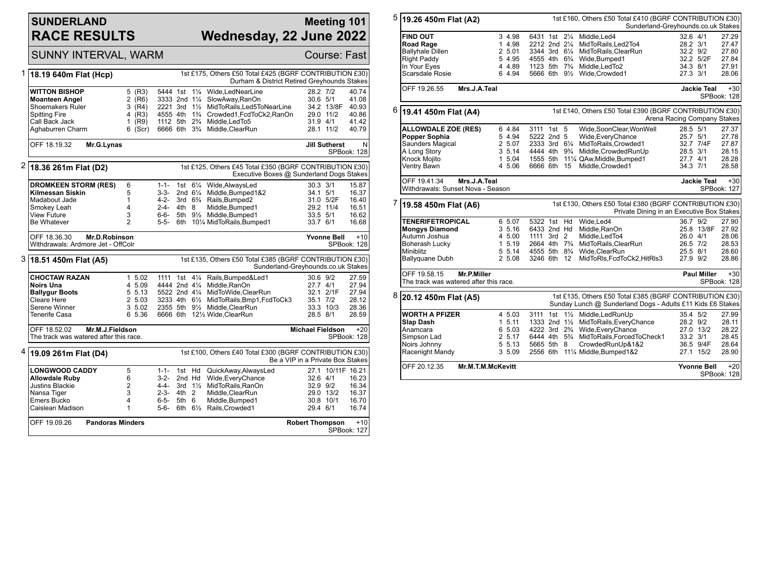# SUNDERLAND RACE RESULTS

**Meeting 101**
**Wednesday, 22 June 2022**

SUNNY INTERVAL, WARM — Course: Fast

## 1 — 18.19 640m Flat (Hcp)

1st £175, Others £50 Total £425 (BGRF CONTRIBUTION £30)
Durham & District Retired Greyhounds Stakes

| Greyhound | Trap | Sectional | Pos | Dist | Remarks | Wt | SP | Time |
|---|---|---|---|---|---|---|---|---|
| **WITTON BISHOP** | 5 (R3) | 5444 | 1st | 1¼ | Wide,LedNearLine | 28.2 | 7/2 | 40.74 |
| **Moanteen Angel** | 2 (R6) | 3333 | 2nd | 1¼ | SlowAway,RanOn | 30.6 | 5/1 | 41.08 |
| Shoemakers Ruler | 3 (R4) | 2221 | 3rd | 1½ | MidToRails,Led5ToNearLine | 34.2 | 13/8F | 40.93 |
| Spitting Fire | 4 (R3) | 4555 | 4th | 1¾ | Crowded1,FcdToCk2,RanOn | 29.0 | 11/2 | 40.86 |
| Call Back Jack | 1 (R9) | 1112 | 5th | 2¾ | Middle,LedTo5 | 31.9 | 4/1 | 41.42 |
| Aghaburren Charm | 6 (Scr) | 6666 | 6th | 3¾ | Middle,ClearRun | 28.1 | 11/2 | 40.79 |

OFF 18.19.32 **Mr.G.Lynas** — **Jill Sutherst** N — SPBook: 128

## 2 — 18.36 261m Flat (D2)

1st £125, Others £45 Total £350 (BGRF CONTRIBUTION £30)
Executive Boxes @ Sunderland Dogs Stakes

| Greyhound | Trap | Sectional | Pos | Dist | Remarks | Wt | SP | Time |
|---|---|---|---|---|---|---|---|---|
| **DROMKEEN STORM (RES)** | 6 | 1-1- | 1st | 6¼ | Wide,AlwaysLed | 30.3 | 3/1 | 15.87 |
| **Kilmessan Siskin** | 5 | 3-3- | 2nd | 6¼ | Middle,Bumped1&2 | 34.1 | 5/1 | 16.37 |
| Madabout Jade | 1 | 4-2- | 3rd | 6¾ | Rails,Bumped2 | 31.0 | 5/2F | 16.40 |
| Smokey Leah | 4 | 2-4- | 4th | 8 | Middle,Bumped1 | 29.2 | 11/4 | 16.51 |
| View Future | 3 | 6-6- | 5th | 9½ | Middle,Bumped1 | 33.5 | 5/1 | 16.62 |
| Be Whatever | 2 | 5-5- | 6th | 10¼ | MidToRails,Bumped1 | 33.7 | 6/1 | 16.68 |

OFF 18.36.30 **Mr.D.Robinson** — **Yvonne Bell** +10 — SPBook: 128
Withdrawals: Ardmore Jet - OffColr

## 3 — 18.51 450m Flat (A5)

1st £135, Others £50 Total £385 (BGRF CONTRIBUTION £30)
Sunderland-Greyhounds.co.uk Stakes

| Greyhound | Trap | Sectional | Pos | Dist | Remarks | Wt | SP | Time |
|---|---|---|---|---|---|---|---|---|
| **CHOCTAW RAZAN** | 1 5.02 | 1111 | 1st | 4¼ | Rails,Bumped&Led1 | 30.6 | 9/2 | 27.59 |
| **Noirs Una** | 4 5.09 | 4444 | 2nd | 4¼ | Middle,RanOn | 27.7 | 4/1 | 27.94 |
| **Ballygur Boots** | 5 5.13 | 5522 | 2nd | 4¼ | MidToWide,ClearRun | 32.1 | 2/1F | 27.94 |
| Cleare Here | 2 5.03 | 3233 | 4th | 6½ | MidToRails,Bmp1,FcdToCk3 | 35.1 | 7/2 | 28.12 |
| Serene Winner | 3 5.02 | 2355 | 5th | 9½ | Middle,ClearRun | 33.3 | 10/3 | 28.36 |
| Tenerife Casa | 6 5.36 | 6666 | 6th | 12½ | Wide,ClearRun | 28.5 | 8/1 | 28.59 |

OFF 18.52.02 **Mr.M.J.Fieldson** — **Michael Fieldson** +20 — SPBook: 128
The track was watered after this race.

## 4 — 19.09 261m Flat (D4)

1st £100, Others £40 Total £300 (BGRF CONTRIBUTION £30)
Be a VIP in a Private Box Stakes

| Greyhound | Trap | Sectional | Pos | Dist | Remarks | Wt | SP | Time |
|---|---|---|---|---|---|---|---|---|
| **LONGWOOD CADDY** | 5 | 1-1- | 1st | Hd | QuickAway,AlwaysLed | 27.1 | 10/11F | 16.21 |
| **Allowdale Ruby** | 6 | 3-2- | 2nd | Hd | Wide,EveryChance | 32.6 | 4/1 | 16.23 |
| Justins Blackie | 2 | 4-4- | 3rd | 1½ | MidToRails,RanOn | 32.9 | 9/2 | 16.34 |
| Nansa Tiger | 3 | 2-3- | 4th | 2 | Middle,ClearRun | 29.0 | 13/2 | 16.37 |
| Emers Bucko | 4 | 6-5- | 5th | 6 | Middle,Bumped1 | 30.8 | 10/1 | 16.70 |
| Caislean Madison | 1 | 5-6- | 6th | 6½ | Rails,Crowded1 | 29.4 | 6/1 | 16.74 |

OFF 19.09.26 **Pandoras Minders** — **Robert Thompson** +10 — SPBook: 127

## 5 — 19.26 450m Flat (A2)

1st £160, Others £50 Total £410 (BGRF CONTRIBUTION £30)
Sunderland-Greyhounds.co.uk Stakes

| Greyhound | Trap | Sectional | Pos | Dist | Remarks | Wt | SP | Time |
|---|---|---|---|---|---|---|---|---|
| **FIND OUT** | 3 4.98 | 6431 | 1st | 2¼ | Middle,Led4 | 32.6 | 4/1 | 27.29 |
| **Road Rage** | 1 4.98 | 2212 | 2nd | 2¼ | MidToRails,Led2To4 | 28.2 | 3/1 | 27.47 |
| Ballyhale Dillen | 2 5.01 | 3344 | 3rd | 6¼ | MidToRails,ClearRun | 32.2 | 9/2 | 27.80 |
| Right Paddy | 5 4.95 | 4555 | 4th | 6¾ | Wide,Bumped1 | 32.2 | 5/2F | 27.84 |
| In Your Eyes | 4 4.89 | 1123 | 5th | 7¾ | Middle,LedTo2 | 34.3 | 8/1 | 27.91 |
| Scarsdale Rosie | 6 4.94 | 5666 | 6th | 9½ | Wide,Crowded1 | 27.3 | 3/1 | 28.06 |

OFF 19.26.55 **Mrs.J.A.Teal** — **Jackie Teal** +30 — SPBook: 128

## 6 — 19.41 450m Flat (A4)

1st £140, Others £50 Total £390 (BGRF CONTRIBUTION £30)
Arena Racing Company Stakes

| Greyhound | Trap | Sectional | Pos | Dist | Remarks | Wt | SP | Time |
|---|---|---|---|---|---|---|---|---|
| **ALLOWDALE ZOE (RES)** | 6 4.84 | 3111 | 1st | 5 | Wide,SoonClear,WonWell | 28.5 | 5/1 | 27.37 |
| **Popper Sophia** | 5 4.94 | 5222 | 2nd | 5 | Wide,EveryChance | 25.7 | 5/1 | 27.78 |
| Saunders Magical | 2 5.07 | 2333 | 3rd | 6¼ | MidToRails,Crowded1 | 32.7 | 7/4F | 27.87 |
| A Long Story | 3 5.14 | 4444 | 4th | 9¾ | Middle,CrowdedRunUp | 28.5 | 3/1 | 28.15 |
| Knock Mojito | 1 5.04 | 1555 | 5th | 11¼ | QAw,Middle,Bumped1 | 27.7 | 4/1 | 28.28 |
| Ventry Bawn | 4 5.06 | 6666 | 6th | 15 | Middle,Crowded1 | 34.3 | 7/1 | 28.58 |

OFF 19.41.34 **Mrs.J.A.Teal** — **Jackie Teal** +30 — SPBook: 127
Withdrawals: Sunset Nova - Season

## 7 — 19.58 450m Flat (A6)

1st £130, Others £50 Total £380 (BGRF CONTRIBUTION £30)
Private Dining in an Executive Box Stakes

| Greyhound | Trap | Sectional | Pos | Dist | Remarks | Wt | SP | Time |
|---|---|---|---|---|---|---|---|---|
| **TENERIFETROPICAL** | 6 5.07 | 5322 | 1st | Hd | Wide,Led4 | 36.7 | 9/2 | 27.90 |
| **Mongys Diamond** | 3 5.16 | 6433 | 2nd | Hd | Middle,RanOn | 25.8 | 13/8F | 27.92 |
| Autumn Joshua | 4 5.00 | 1111 | 3rd | 2 | Middle,LedTo4 | 26.0 | 4/1 | 28.06 |
| Boherash Lucky | 1 5.19 | 2664 | 4th | 7¾ | MidToRails,ClearRun | 26.5 | 7/2 | 28.53 |
| Miniblitz | 5 5.14 | 4555 | 5th | 8¾ | Wide,ClearRun | 25.5 | 8/1 | 28.60 |
| Ballyquane Dubh | 2 5.08 | 3246 | 6th | 12 | MidToRls,FcdToCk2,HitRls3 | 27.9 | 9/2 | 28.86 |

OFF 19.58.15 **Mr.P.Miller** — **Paul Miller** +30 — SPBook: 128
The track was watered after this race.

## 8 — 20.12 450m Flat (A5)

1st £135, Others £50 Total £385 (BGRF CONTRIBUTION £30)
Sunday Lunch @ Sunderland Dogs - Adults £11 Kids £6 Stakes

| Greyhound | Trap | Sectional | Pos | Dist | Remarks | Wt | SP | Time |
|---|---|---|---|---|---|---|---|---|
| **WORTH A PFIZER** | 4 5.03 | 3111 | 1st | 1½ | Middle,LedRunUp | 35.4 | 5/2 | 27.99 |
| **Slap Dash** | 1 5.11 | 1333 | 2nd | 1½ | MidToRails,EveryChance | 28.2 | 9/2 | 28.11 |
| Anamcara | 6 5.03 | 4222 | 3rd | 2¾ | Wide,EveryChance | 27.0 | 13/2 | 28.22 |
| Simpson Lad | 2 5.17 | 6444 | 4th | 5¾ | MidToRails,ForcedToCheck1 | 33.2 | 3/1 | 28.45 |
| Noirs Johnny | 5 5.13 | 5665 | 5th | 8 | CrowdedRunUp&1&2 | 36.5 | 9/4F | 28.64 |
| Racenight Mandy | 3 5.09 | 2556 | 6th | 11¼ | Middle,Bumped1&2 | 27.1 | 15/2 | 28.90 |

OFF 20.12.35 **Mr.M.T.M.McKevitt** — **Yvonne Bell** +20 — SPBook: 128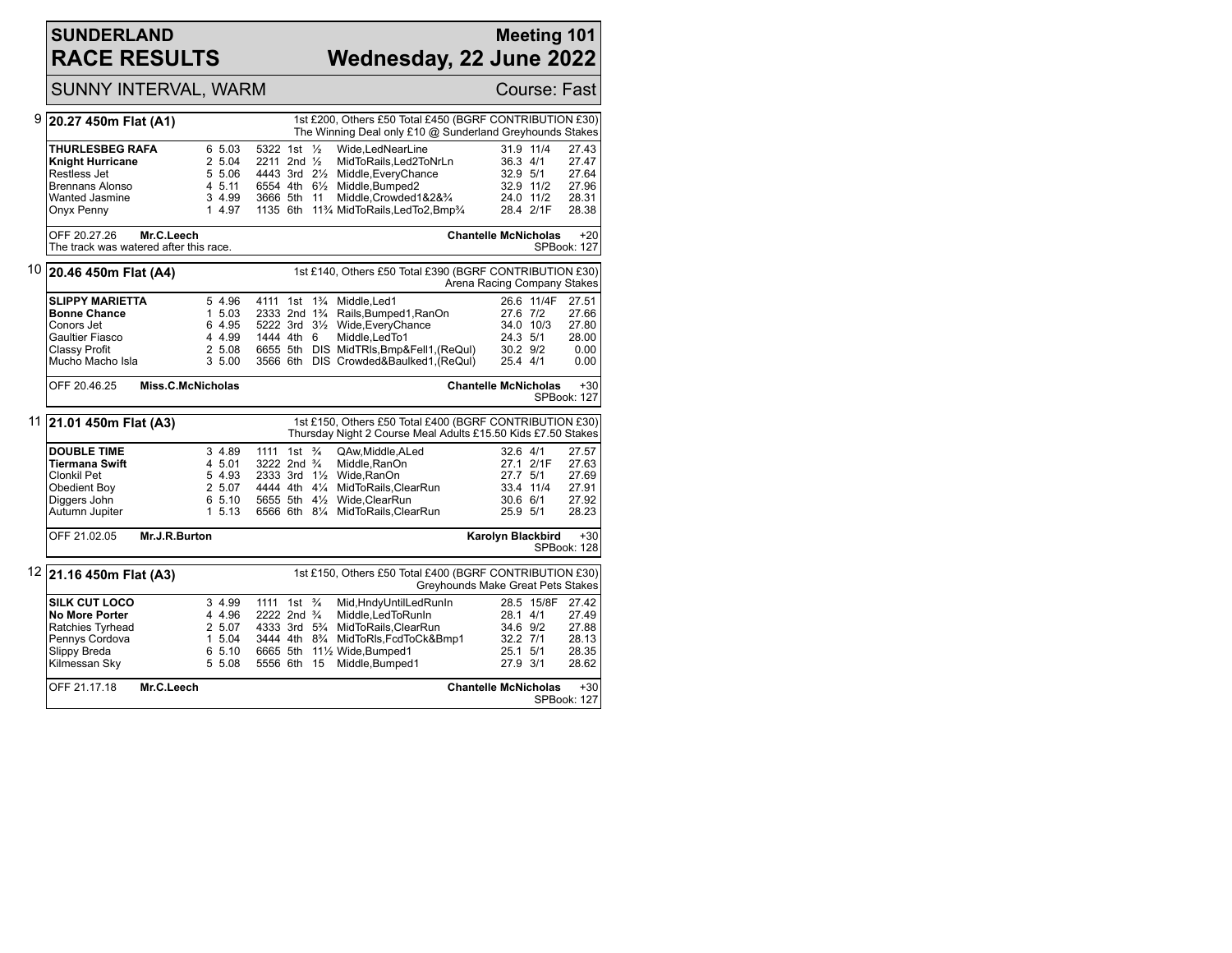# SUNDERLAND RACE RESULTS

**Meeting 101**
**Wednesday, 22 June 2022**

SUNNY INTERVAL, WARM — Course: Fast

## 9 — 20.27 450m Flat (A1)

1st £200, Others £50 Total £450 (BGRF CONTRIBUTION £30)
The Winning Deal only £10 @ Sunderland Greyhounds Stakes

| | | | | | | | | | |
|---|---|---|---|---|---|---|---|---|---|
| **THURLESBEG RAFA** | 6 | 5.03 | 5322 | 1st | ½ | Wide,LedNearLine | 31.9 | 11/4 | 27.43 |
| **Knight Hurricane** | 2 | 5.04 | 2211 | 2nd | ½ | MidToRails,Led2ToNrLn | 36.3 | 4/1 | 27.47 |
| Restless Jet | 5 | 5.06 | 4443 | 3rd | 2½ | Middle,EveryChance | 32.9 | 5/1 | 27.64 |
| Brennans Alonso | 4 | 5.11 | 6554 | 4th | 6½ | Middle,Bumped2 | 32.9 | 11/2 | 27.96 |
| Wanted Jasmine | 3 | 4.99 | 3666 | 5th | 11 | Middle,Crowded1&2&¾ | 24.0 | 11/2 | 28.31 |
| Onyx Penny | 1 | 4.97 | 1135 | 6th | 11¾ | MidToRails,LedTo2,Bmp¾ | 28.4 | 2/1F | 28.38 |

OFF 20.27.26 **Mr.C.Leech** — **Chantelle McNicholas** +20
The track was watered after this race. — SPBook: 127

## 10 — 20.46 450m Flat (A4)

1st £140, Others £50 Total £390 (BGRF CONTRIBUTION £30)
Arena Racing Company Stakes

| | | | | | | | | | |
|---|---|---|---|---|---|---|---|---|---|
| **SLIPPY MARIETTA** | 5 | 4.96 | 4111 | 1st | 1¾ | Middle,Led1 | 26.6 | 11/4F | 27.51 |
| **Bonne Chance** | 1 | 5.03 | 2333 | 2nd | 1¾ | Rails,Bumped1,RanOn | 27.6 | 7/2 | 27.66 |
| Conors Jet | 6 | 4.95 | 5222 | 3rd | 3½ | Wide,EveryChance | 34.0 | 10/3 | 27.80 |
| Gaultier Fiasco | 4 | 4.99 | 1444 | 4th | 6 | Middle,LedTo1 | 24.3 | 5/1 | 28.00 |
| Classy Profit | 2 | 5.08 | 6655 | 5th | DIS | MidTRls,Bmp&Fell1,(ReQul) | 30.2 | 9/2 | 0.00 |
| Mucho Macho Isla | 3 | 5.00 | 3566 | 6th | DIS | Crowded&Baulked1,(ReQul) | 25.4 | 4/1 | 0.00 |

OFF 20.46.25 **Miss.C.McNicholas** — **Chantelle McNicholas** +30
SPBook: 127

## 11 — 21.01 450m Flat (A3)

1st £150, Others £50 Total £400 (BGRF CONTRIBUTION £30)
Thursday Night 2 Course Meal Adults £15.50 Kids £7.50 Stakes

| | | | | | | | | | |
|---|---|---|---|---|---|---|---|---|---|
| **DOUBLE TIME** | 3 | 4.89 | 1111 | 1st | ¾ | QAw,Middle,ALed | 32.6 | 4/1 | 27.57 |
| **Tiermana Swift** | 4 | 5.01 | 3222 | 2nd | ¾ | Middle,RanOn | 27.1 | 2/1F | 27.63 |
| Clonkil Pet | 5 | 4.93 | 2333 | 3rd | 1½ | Wide,RanOn | 27.7 | 5/1 | 27.69 |
| Obedient Boy | 2 | 5.07 | 4444 | 4th | 4¼ | MidToRails,ClearRun | 33.4 | 11/4 | 27.91 |
| Diggers John | 6 | 5.10 | 5655 | 5th | 4½ | Wide,ClearRun | 30.6 | 6/1 | 27.92 |
| Autumn Jupiter | 1 | 5.13 | 6566 | 6th | 8¼ | MidToRails,ClearRun | 25.9 | 5/1 | 28.23 |

OFF 21.02.05 **Mr.J.R.Burton** — **Karolyn Blackbird** +30
SPBook: 128

## 12 — 21.16 450m Flat (A3)

1st £150, Others £50 Total £400 (BGRF CONTRIBUTION £30)
Greyhounds Make Great Pets Stakes

| | | | | | | | | | |
|---|---|---|---|---|---|---|---|---|---|
| **SILK CUT LOCO** | 3 | 4.99 | 1111 | 1st | ¾ | Mid,HndyUntilLedRunIn | 28.5 | 15/8F | 27.42 |
| **No More Porter** | 4 | 4.96 | 2222 | 2nd | ¾ | Middle,LedToRunIn | 28.1 | 4/1 | 27.49 |
| Ratchies Tyrhead | 2 | 5.07 | 4333 | 3rd | 5¾ | MidToRails,ClearRun | 34.6 | 9/2 | 27.88 |
| Pennys Cordova | 1 | 5.04 | 3444 | 4th | 8¾ | MidToRls,FcdToCk&Bmp1 | 32.2 | 7/1 | 28.13 |
| Slippy Breda | 6 | 5.10 | 6665 | 5th | 11½ | Wide,Bumped1 | 25.1 | 5/1 | 28.35 |
| Kilmessan Sky | 5 | 5.08 | 5556 | 6th | 15 | Middle,Bumped1 | 27.9 | 3/1 | 28.62 |

OFF 21.17.18 **Mr.C.Leech** — **Chantelle McNicholas** +30
SPBook: 127